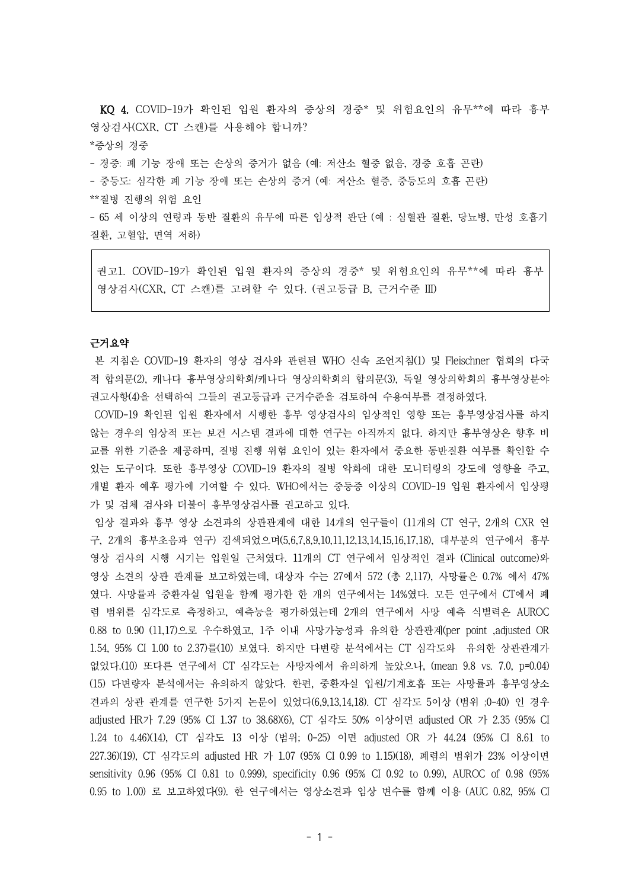**KQ 4.** COVID-19가 확인된 입원 환자의 증상의 경중* 및 위험요인의 유무**에 따라 흉부 영상검사(CXR, CT 스캔)를 사용해야 합니까?

*증상의 경중

- 경증: 폐 기능 장애 또는 손상의 증거가 없음 (예: 저산소 혈증 없음, 경증 호흡 곤란)
- 중등도: 심각한 폐 기능 장애 또는 손상의 증거 (예: 저산소 혈증, 중등도의 호흡 곤란)

**질병 진행의 위험 요인

- 65 세 이상의 연령과 동반 질환의 유무에 따른 임상적 판단 (예 : 심혈관 질환, 당뇨병, 만성 호흡기 질환, 고혈압, 면역 저하)

> 권고1. COVID-19가 확인된 입원 환자의 증상의 경중* 및 위험요인의 유무**에 따라 흉부 영상검사(CXR, CT 스캔)를 고려할 수 있다. (권고등급 B, 근거수준 III)

### 근거요약

본 지침은 COVID-19 환자의 영상 검사와 관련된 WHO 신속 조언지침(1) 및 Fleischner 협회의 다국적 합의문(2), 캐나다 흉부영상의학회/캐나다 영상의학회의 합의문(3), 독일 영상의학회의 흉부영상분야 권고사항(4)을 선택하여 그들의 권고등급과 근거수준을 검토하여 수용여부를 결정하였다.

COVID-19 확인된 입원 환자에서 시행한 흉부 영상검사의 임상적인 영향 또는 흉부영상검사를 하지 않는 경우의 임상적 또는 보건 시스템 결과에 대한 연구는 아직까지 없다. 하지만 흉부영상은 향후 비교를 위한 기준을 제공하며, 질병 진행 위험 요인이 있는 환자에서 중요한 동반질환 여부를 확인할 수 있는 도구이다. 또한 흉부영상 COVID-19 환자의 질병 악화에 대한 모니터링의 강도에 영향을 주고, 개별 환자 예후 평가에 기여할 수 있다. WHO에서는 중등증 이상의 COVID-19 입원 환자에서 임상평가 및 검체 검사와 더불어 흉부영상검사를 권고하고 있다.

임상 결과와 흉부 영상 소견과의 상관관계에 대한 14개의 연구들이 (11개의 CT 연구, 2개의 CXR 연구, 2개의 흉부초음파 연구) 검색되었으며(5,6,7,8,9,10,11,12,13,14,15,16,17,18), 대부분의 연구에서 흉부 영상 검사의 시행 시기는 입원일 근처였다. 11개의 CT 연구에서 임상적인 결과 (Clinical outcome)와 영상 소견의 상관 관계를 보고하였는데, 대상자 수는 27에서 572 (총 2,117), 사망률은 0.7% 에서 47%였다. 사망률과 중환자실 입원을 함께 평가한 한 개의 연구에서는 14%였다. 모든 연구에서 CT에서 폐렴 범위를 심각도로 측정하고, 예측능을 평가하였는데 2개의 연구에서 사망 예측 식별력은 AUROC 0.88 to 0.90 (11,17)으로 우수하였고, 1주 이내 사망가능성과 유의한 상관관계(per point ,adjusted OR 1.54, 95% CI 1.00 to 2.37)를(10) 보였다. 하지만 다변량 분석에서는 CT 심각도와 유의한 상관관계가 없었다.(10) 또다른 연구에서 CT 심각도는 사망자에서 유의하게 높았으나, (mean 9.8 vs. 7.0, $p=0.04$) (15) 다변량자 분석에서는 유의하지 않았다. 한편, 중환자실 입원/기계호흡 또는 사망률과 흉부영상소견과의 상관 관계를 연구한 5가지 논문이 있었다(6,9,13,14,18). CT 심각도 5이상 (범위 ;0-40) 인 경우 adjusted HR가 7.29 (95% CI 1.37 to 38.68)(6), CT 심각도 50% 이상이면 adjusted OR 가 2.35 (95% CI 1.24 to 4.46)(14), CT 심각도 13 이상 (범위; 0-25) 이면 adjusted OR 가 44.24 (95% CI 8.61 to 227.36)(19), CT 심각도의 adjusted HR 가 1.07 (95% CI 0.99 to 1.15)(18), 폐렴의 범위가 23% 이상이면 sensitivity 0.96 (95% CI 0.81 to 0.999), specificity 0.96 (95% CI 0.92 to 0.99), AUROC of 0.98 (95% 0.95 to 1.00) 로 보고하였다(9). 한 연구에서는 영상소견과 임상 변수를 함께 이용 (AUC 0.82, 95% CI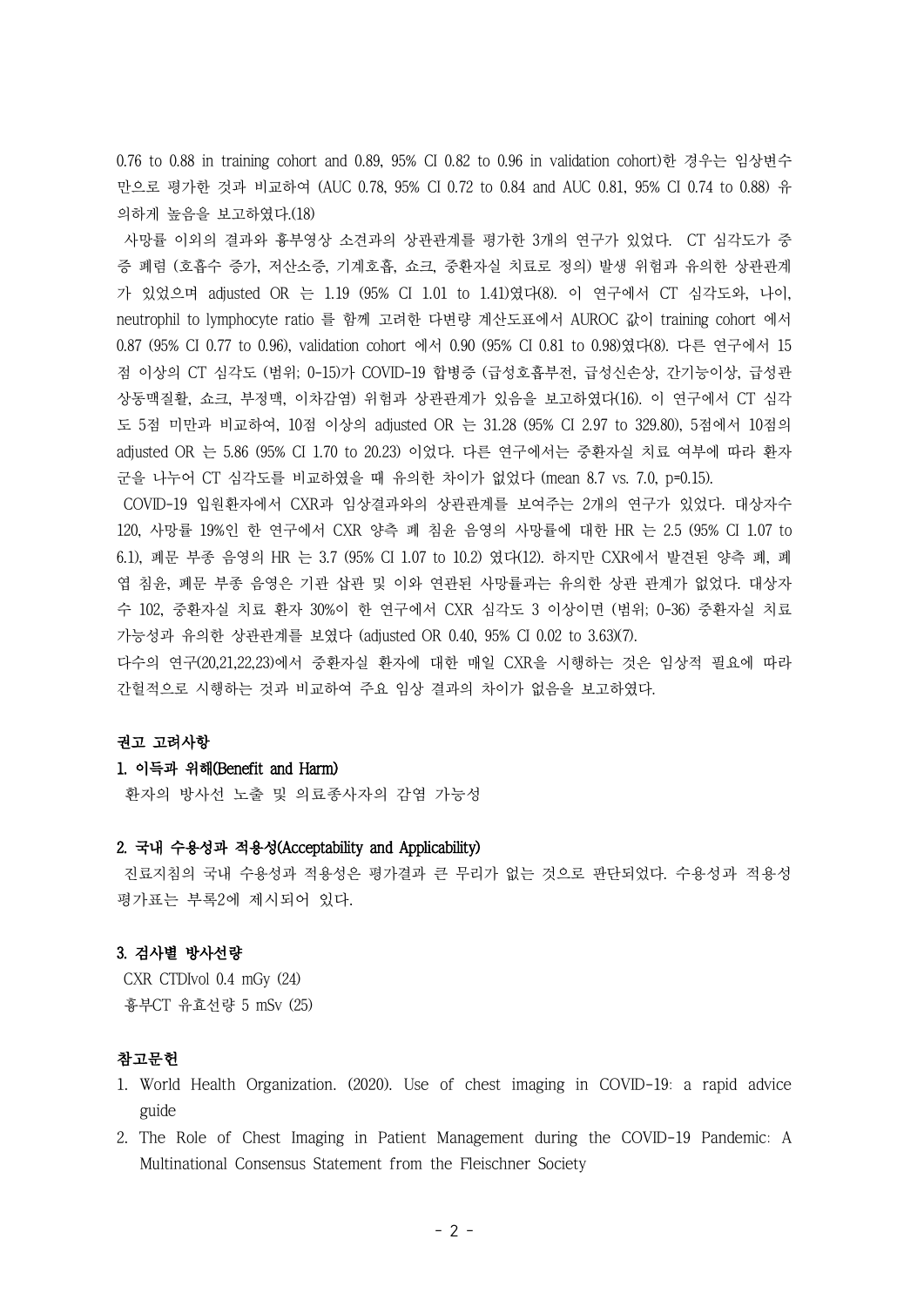0.76 to 0.88 in training cohort and 0.89, 95% CI 0.82 to 0.96 in validation cohort)한 경우는 임상변수만으로 평가한 것과 비교하여 (AUC 0.78, 95% CI 0.72 to 0.84 and AUC 0.81, 95% CI 0.74 to 0.88) 유의하게 높음을 보고하였다.(18)

사망률 이외의 결과와 흉부영상 소견과의 상관관계를 평가한 3개의 연구가 있었다. CT 심각도가 중증 폐렴 (호흡수 증가, 저산소증, 기계호흡, 쇼크, 중환자실 치료로 정의) 발생 위험과 유의한 상관관계가 있었으며 adjusted OR 는 1.19 (95% CI 1.01 to 1.41)였다(8). 이 연구에서 CT 심각도와, 나이, neutrophil to lymphocyte ratio 를 함께 고려한 다변량 계산도표에서 AUROC 값이 training cohort 에서 0.87 (95% CI 0.77 to 0.96), validation cohort 에서 0.90 (95% CI 0.81 to 0.98)였다(8). 다른 연구에서 15점 이상의 CT 심각도 (범위; 0-15)가 COVID-19 합병증 (급성호흡부전, 급성신손상, 간기능이상, 급성관상동맥질환, 쇼크, 부정맥, 이차감염) 위험과 상관관계가 있음을 보고하였다(16). 이 연구에서 CT 심각도 5점 미만과 비교하여, 10점 이상의 adjusted OR 는 31.28 (95% CI 2.97 to 329.80), 5점에서 10점의 adjusted OR 는 5.86 (95% CI 1.70 to 20.23) 이었다. 다른 연구에서는 중환자실 치료 여부에 따라 환자군을 나누어 CT 심각도를 비교하였을 때 유의한 차이가 없었다 (mean 8.7 vs. 7.0, p=0.15).

COVID-19 입원환자에서 CXR과 임상결과와의 상관관계를 보여주는 2개의 연구가 있었다. 대상자수 120, 사망률 19%인 한 연구에서 CXR 양측 폐 침윤 음영의 사망률에 대한 HR 는 2.5 (95% CI 1.07 to 6.1), 폐문 부종 음영의 HR 는 3.7 (95% CI 1.07 to 10.2) 였다(12). 하지만 CXR에서 발견된 양측 폐, 폐엽 침윤, 폐문 부종 음영은 기관 삽관 및 이와 연관된 사망률과는 유의한 상관 관계가 없었다. 대상자 수 102, 중환자실 치료 환자 30%이 한 연구에서 CXR 심각도 3 이상이면 (범위; 0-36) 중환자실 치료 가능성과 유의한 상관관계를 보였다 (adjusted OR 0.40, 95% CI 0.02 to 3.63)(7).

다수의 연구(20,21,22,23)에서 중환자실 환자에 대한 매일 CXR을 시행하는 것은 임상적 필요에 따라 간헐적으로 시행하는 것과 비교하여 주요 임상 결과의 차이가 없음을 보고하였다.

**권고 고려사항**

**1. 이득과 위해(Benefit and Harm)**

환자의 방사선 노출 및 의료종사자의 감염 가능성

**2. 국내 수용성과 적용성(Acceptability and Applicability)**

진료지침의 국내 수용성과 적용성은 평가결과 큰 무리가 없는 것으로 판단되었다. 수용성과 적용성 평가표는 부록2에 제시되어 있다.

**3. 검사별 방사선량**

CXR CTDIvol 0.4 mGy (24)
흉부CT 유효선량 5 mSv (25)

**참고문헌**

1. World Health Organization. (2020). Use of chest imaging in COVID-19: a rapid advice guide
2. The Role of Chest Imaging in Patient Management during the COVID-19 Pandemic: A Multinational Consensus Statement from the Fleischner Society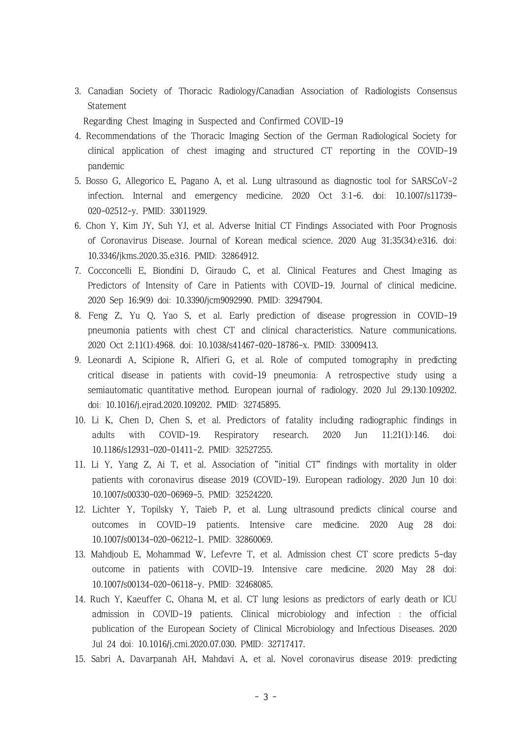3. Canadian Society of Thoracic Radiology/Canadian Association of Radiologists Consensus Statement
   Regarding Chest Imaging in Suspected and Confirmed COVID-19
4. Recommendations of the Thoracic Imaging Section of the German Radiological Society for clinical application of chest imaging and structured CT reporting in the COVID-19 pandemic
5. Bosso G, Allegorico E, Pagano A, et al. Lung ultrasound as diagnostic tool for SARSCoV-2 infection. Internal and emergency medicine. 2020 Oct 3:1-6. doi: 10.1007/s11739-020-02512-y. PMID: 33011929.
6. Chon Y, Kim JY, Suh YJ, et al. Adverse Initial CT Findings Associated with Poor Prognosis of Coronavirus Disease. Journal of Korean medical science. 2020 Aug 31;35(34):e316. doi: 10.3346/jkms.2020.35.e316. PMID: 32864912.
7. Cocconcelli E, Biondini D, Giraudo C, et al. Clinical Features and Chest Imaging as Predictors of Intensity of Care in Patients with COVID-19. Journal of clinical medicine. 2020 Sep 16;9(9) doi: 10.3390/jcm9092990. PMID: 32947904.
8. Feng Z, Yu Q, Yao S, et al. Early prediction of disease progression in COVID-19 pneumonia patients with chest CT and clinical characteristics. Nature communications. 2020 Oct 2;11(1):4968. doi: 10.1038/s41467-020-18786-x. PMID: 33009413.
9. Leonardi A, Scipione R, Alfieri G, et al. Role of computed tomography in predicting critical disease in patients with covid-19 pneumonia: A retrospective study using a semiautomatic quantitative method. European journal of radiology. 2020 Jul 29;130:109202. doi: 10.1016/j.ejrad.2020.109202. PMID: 32745895.
10. Li K, Chen D, Chen S, et al. Predictors of fatality including radiographic findings in adults with COVID-19. Respiratory research. 2020 Jun 11;21(1):146. doi: 10.1186/s12931-020-01411-2. PMID: 32527255.
11. Li Y, Yang Z, Ai T, et al. Association of "initial CT" findings with mortality in older patients with coronavirus disease 2019 (COVID-19). European radiology. 2020 Jun 10 doi: 10.1007/s00330-020-06969-5. PMID: 32524220.
12. Lichter Y, Topilsky Y, Taieb P, et al. Lung ultrasound predicts clinical course and outcomes in COVID-19 patients. Intensive care medicine. 2020 Aug 28 doi: 10.1007/s00134-020-06212-1. PMID: 32860069.
13. Mahdjoub E, Mohammad W, Lefevre T, et al. Admission chest CT score predicts 5-day outcome in patients with COVID-19. Intensive care medicine. 2020 May 28 doi: 10.1007/s00134-020-06118-y. PMID: 32468085.
14. Ruch Y, Kaeuffer C, Ohana M, et al. CT lung lesions as predictors of early death or ICU admission in COVID-19 patients. Clinical microbiology and infection : the official publication of the European Society of Clinical Microbiology and Infectious Diseases. 2020 Jul 24 doi: 10.1016/j.cmi.2020.07.030. PMID: 32717417.
15. Sabri A, Davarpanah AH, Mahdavi A, et al. Novel coronavirus disease 2019: predicting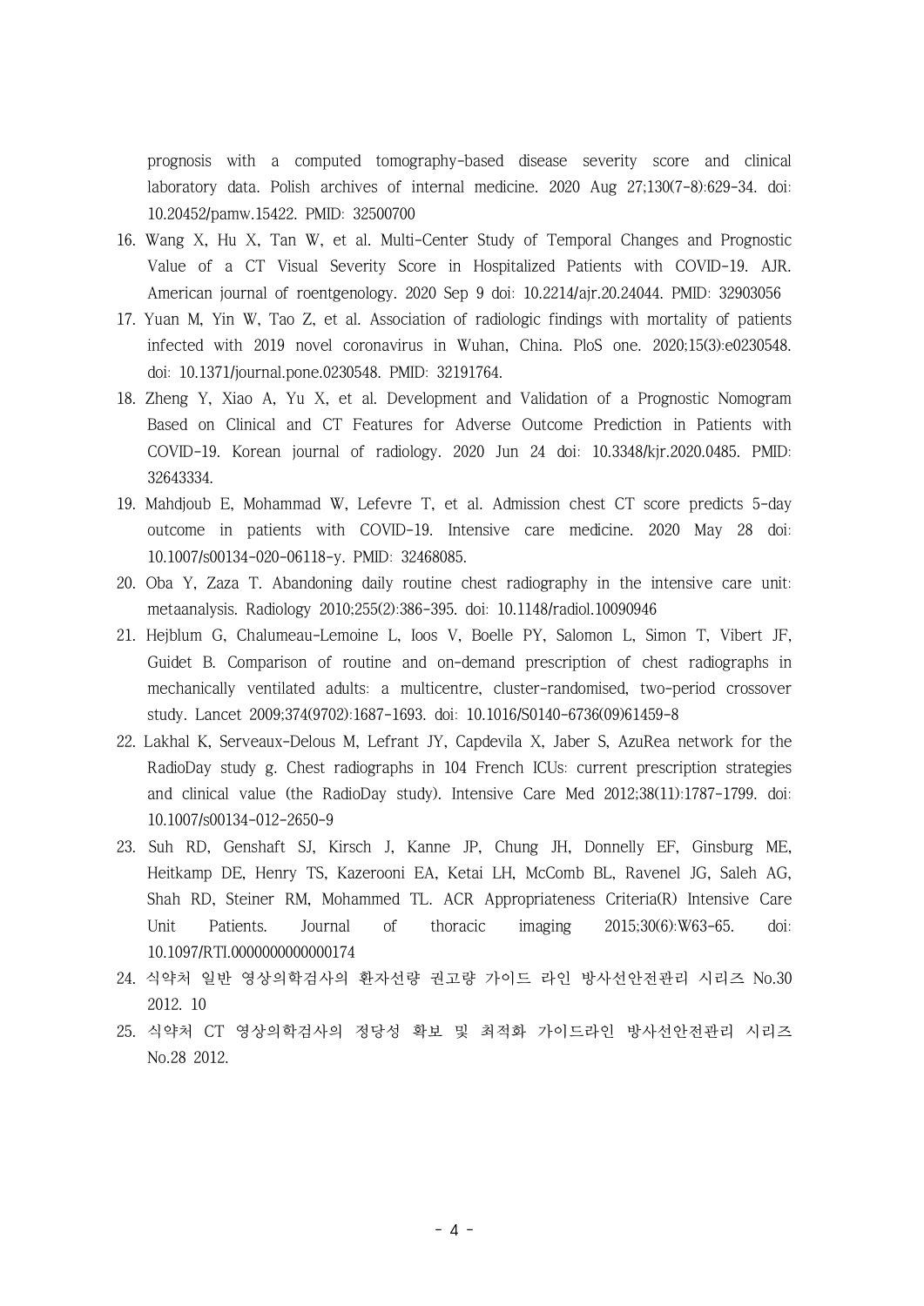prognosis with a computed tomography-based disease severity score and clinical laboratory data. Polish archives of internal medicine. 2020 Aug 27;130(7-8):629-34. doi: 10.20452/pamw.15422. PMID: 32500700

16. Wang X, Hu X, Tan W, et al. Multi-Center Study of Temporal Changes and Prognostic Value of a CT Visual Severity Score in Hospitalized Patients with COVID-19. AJR. American journal of roentgenology. 2020 Sep 9 doi: 10.2214/ajr.20.24044. PMID: 32903056
17. Yuan M, Yin W, Tao Z, et al. Association of radiologic findings with mortality of patients infected with 2019 novel coronavirus in Wuhan, China. PloS one. 2020;15(3):e0230548. doi: 10.1371/journal.pone.0230548. PMID: 32191764.
18. Zheng Y, Xiao A, Yu X, et al. Development and Validation of a Prognostic Nomogram Based on Clinical and CT Features for Adverse Outcome Prediction in Patients with COVID-19. Korean journal of radiology. 2020 Jun 24 doi: 10.3348/kjr.2020.0485. PMID: 32643334.
19. Mahdjoub E, Mohammad W, Lefevre T, et al. Admission chest CT score predicts 5-day outcome in patients with COVID-19. Intensive care medicine. 2020 May 28 doi: 10.1007/s00134-020-06118-y. PMID: 32468085.
20. Oba Y, Zaza T. Abandoning daily routine chest radiography in the intensive care unit: metaanalysis. Radiology 2010;255(2):386-395. doi: 10.1148/radiol.10090946
21. Hejblum G, Chalumeau-Lemoine L, Ioos V, Boelle PY, Salomon L, Simon T, Vibert JF, Guidet B. Comparison of routine and on-demand prescription of chest radiographs in mechanically ventilated adults: a multicentre, cluster-randomised, two-period crossover study. Lancet 2009;374(9702):1687-1693. doi: 10.1016/S0140-6736(09)61459-8
22. Lakhal K, Serveaux-Delous M, Lefrant JY, Capdevila X, Jaber S, AzuRea network for the RadioDay study g. Chest radiographs in 104 French ICUs: current prescription strategies and clinical value (the RadioDay study). Intensive Care Med 2012;38(11):1787-1799. doi: 10.1007/s00134-012-2650-9
23. Suh RD, Genshaft SJ, Kirsch J, Kanne JP, Chung JH, Donnelly EF, Ginsburg ME, Heitkamp DE, Henry TS, Kazerooni EA, Ketai LH, McComb BL, Ravenel JG, Saleh AG, Shah RD, Steiner RM, Mohammed TL. ACR Appropriateness Criteria(R) Intensive Care Unit Patients. Journal of thoracic imaging 2015;30(6):W63-65. doi: 10.1097/RTI.0000000000000174
24. 식약처 일반 영상의학검사의 환자선량 권고량 가이드 라인 방사선안전관리 시리즈 No.30 2012. 10
25. 식약처 CT 영상의학검사의 정당성 확보 및 최적화 가이드라인 방사선안전관리 시리즈 No.28 2012.